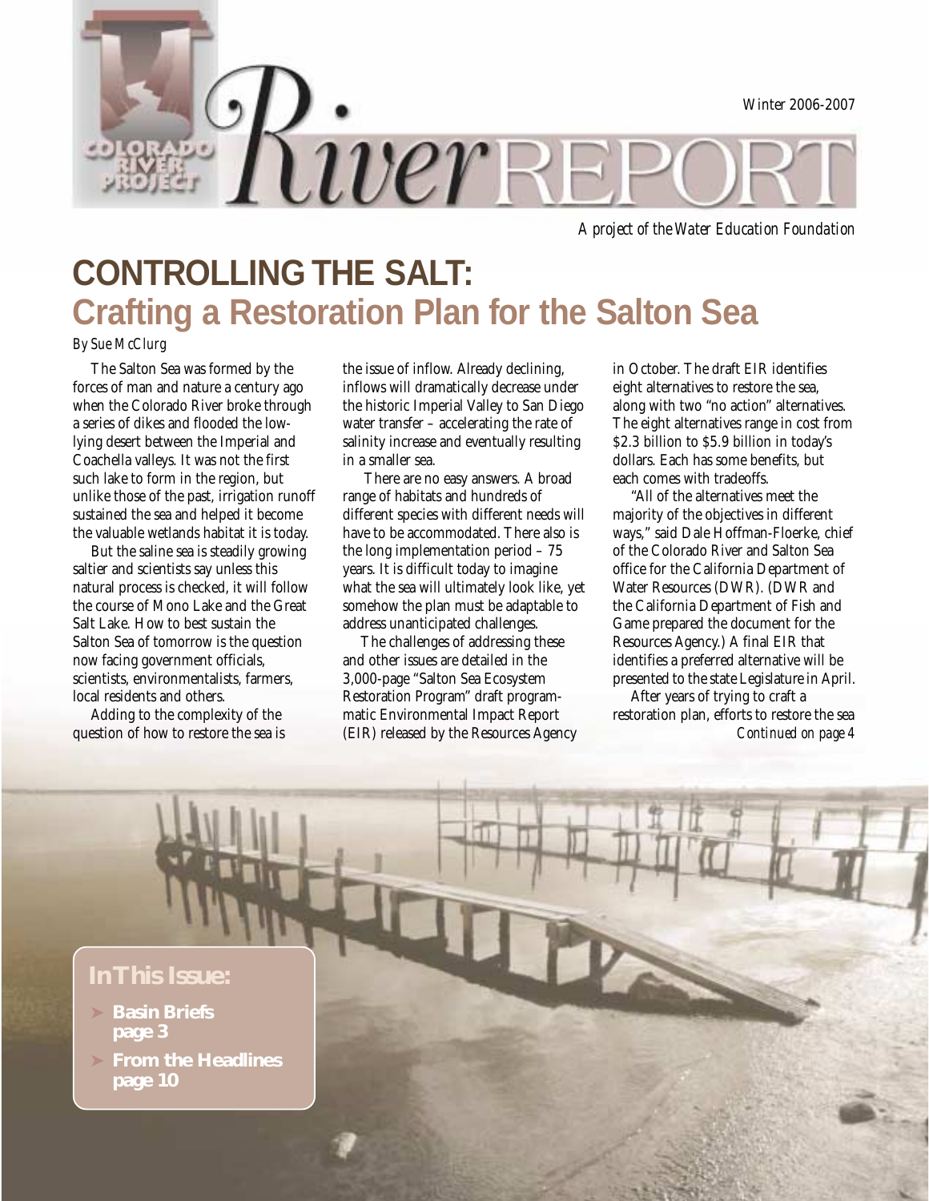Winter 2006-2007

# Colorado River Project River REPORT

*A project of the Water Education Foundation*

# CONTROLLING THE SALT:
## Crafting a Restoration Plan for the Salton Sea

*By Sue McClurg*

The Salton Sea was formed by the forces of man and nature a century ago when the Colorado River broke through a series of dikes and flooded the low-lying desert between the Imperial and Coachella valleys. It was not the first such lake to form in the region, but unlike those of the past, irrigation runoff sustained the sea and helped it become the valuable wetlands habitat it is today.

But the saline sea is steadily growing saltier and scientists say unless this natural process is checked, it will follow the course of Mono Lake and the Great Salt Lake. How to best sustain the Salton Sea of tomorrow is the question now facing government officials, scientists, environmentalists, farmers, local residents and others.

Adding to the complexity of the question of how to restore the sea is the issue of inflow. Already declining, inflows will dramatically decrease under the historic Imperial Valley to San Diego water transfer – accelerating the rate of salinity increase and eventually resulting in a smaller sea.

There are no easy answers. A broad range of habitats and hundreds of different species with different needs will have to be accommodated. There also is the long implementation period – 75 years. It is difficult today to imagine what the sea will ultimately look like, yet somehow the plan must be adaptable to address unanticipated challenges.

The challenges of addressing these and other issues are detailed in the 3,000-page "Salton Sea Ecosystem Restoration Program" draft programmatic Environmental Impact Report (EIR) released by the Resources Agency in October. The draft EIR identifies eight alternatives to restore the sea, along with two "no action" alternatives. The eight alternatives range in cost from $2.3 billion to $5.9 billion in today's dollars. Each has some benefits, but each comes with tradeoffs.

"All of the alternatives meet the majority of the objectives in different ways," said Dale Hoffman-Floerke, chief of the Colorado River and Salton Sea office for the California Department of Water Resources (DWR). (DWR and the California Department of Fish and Game prepared the document for the Resources Agency.) A final EIR that identifies a preferred alternative will be presented to the state Legislature in April.

After years of trying to craft a restoration plan, efforts to restore the sea

*Continued on page 4*

**In This Issue:**

- **Basin Briefs page 3**
- **From the Headlines page 10**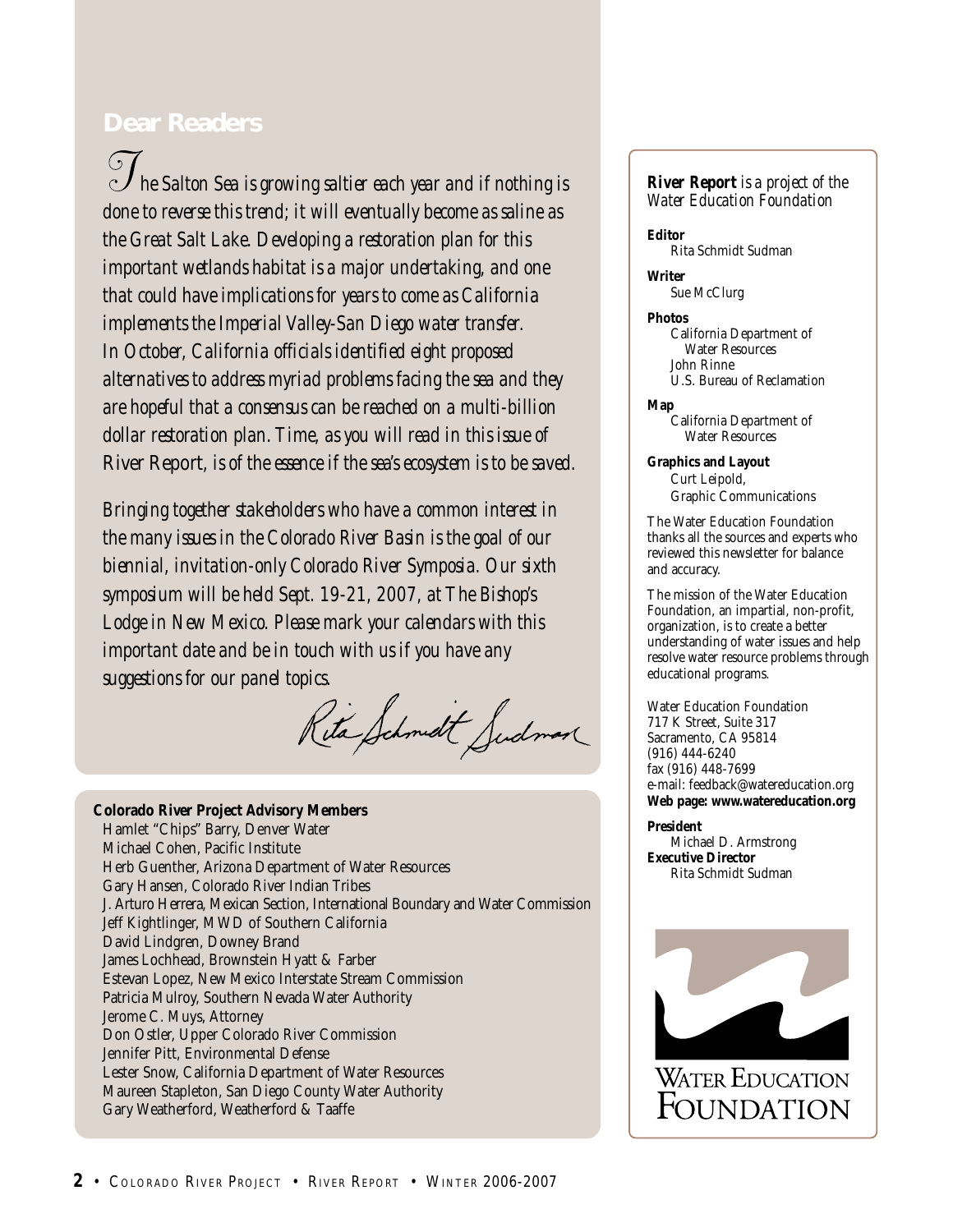## Dear Readers

*The Salton Sea is growing saltier each year and if nothing is done to reverse this trend; it will eventually become as saline as the Great Salt Lake. Developing a restoration plan for this important wetlands habitat is a major undertaking, and one that could have implications for years to come as California implements the Imperial Valley-San Diego water transfer. In October, California officials identified eight proposed alternatives to address myriad problems facing the sea and they are hopeful that a consensus can be reached on a multi-billion dollar restoration plan. Time, as you will read in this issue of* River Report, *is of the essence if the sea's ecosystem is to be saved.*

*Bringing together stakeholders who have a common interest in the many issues in the Colorado River Basin is the goal of our biennial, invitation-only Colorado River Symposia. Our sixth symposium will be held Sept. 19-21, 2007, at The Bishop's Lodge in New Mexico. Please mark your calendars with this important date and be in touch with us if you have any suggestions for our panel topics.*

Rita Schmidt Sudman

**Colorado River Project Advisory Members**

Hamlet "Chips" Barry, Denver Water
Michael Cohen, Pacific Institute
Herb Guenther, Arizona Department of Water Resources
Gary Hansen, Colorado River Indian Tribes
J. Arturo Herrera, Mexican Section, International Boundary and Water Commission
Jeff Kightlinger, MWD of Southern California
David Lindgren, Downey Brand
James Lochhead, Brownstein Hyatt & Farber
Estevan Lopez, New Mexico Interstate Stream Commission
Patricia Mulroy, Southern Nevada Water Authority
Jerome C. Muys, Attorney
Don Ostler, Upper Colorado River Commission
Jennifer Pitt, Environmental Defense
Lester Snow, California Department of Water Resources
Maureen Stapleton, San Diego County Water Authority
Gary Weatherford, Weatherford & Taaffe

***River Report*** *is a project of the Water Education Foundation*

**Editor**
Rita Schmidt Sudman

**Writer**
Sue McClurg

**Photos**
California Department of Water Resources
John Rinne
U.S. Bureau of Reclamation

**Map**
California Department of Water Resources

**Graphics and Layout**
Curt Leipold,
Graphic Communications

The Water Education Foundation thanks all the sources and experts who reviewed this newsletter for balance and accuracy.

The mission of the Water Education Foundation, an impartial, non-profit, organization, is to create a better understanding of water issues and help resolve water resource problems through educational programs.

Water Education Foundation
717 K Street, Suite 317
Sacramento, CA 95814
(916) 444-6240
fax (916) 448-7699
e-mail: feedback@watereducation.org
**Web page: www.watereducation.org**

**President**
Michael D. Armstrong
**Executive Director**
Rita Schmidt Sudman

WATER EDUCATION FOUNDATION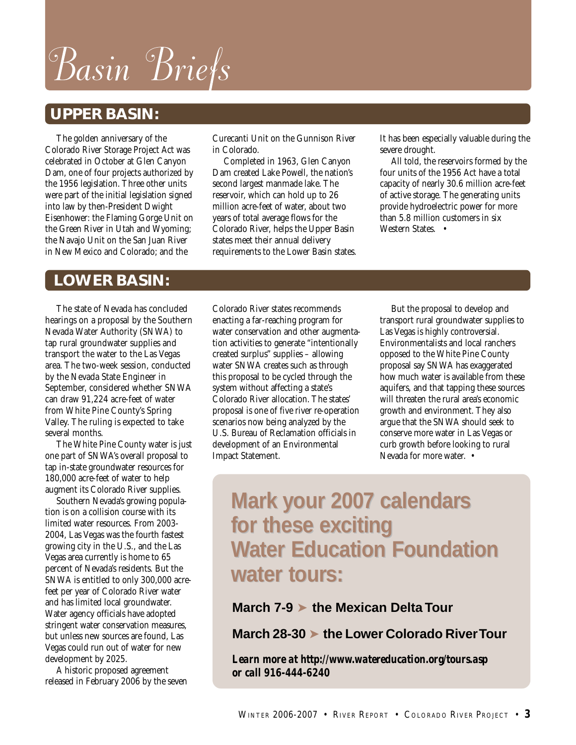# Basin Briefs

## UPPER BASIN:

The golden anniversary of the Colorado River Storage Project Act was celebrated in October at Glen Canyon Dam, one of four projects authorized by the 1956 legislation. Three other units were part of the initial legislation signed into law by then-President Dwight Eisenhower: the Flaming Gorge Unit on the Green River in Utah and Wyoming; the Navajo Unit on the San Juan River in New Mexico and Colorado; and the Curecanti Unit on the Gunnison River in Colorado.

Completed in 1963, Glen Canyon Dam created Lake Powell, the nation's second largest manmade lake. The reservoir, which can hold up to 26 million acre-feet of water, about two years of total average flows for the Colorado River, helps the Upper Basin states meet their annual delivery requirements to the Lower Basin states. It has been especially valuable during the severe drought.

All told, the reservoirs formed by the four units of the 1956 Act have a total capacity of nearly 30.6 million acre-feet of active storage. The generating units provide hydroelectric power for more than 5.8 million customers in six Western States. •

## LOWER BASIN:

The state of Nevada has concluded hearings on a proposal by the Southern Nevada Water Authority (SNWA) to tap rural groundwater supplies and transport the water to the Las Vegas area. The two-week session, conducted by the Nevada State Engineer in September, considered whether SNWA can draw 91,224 acre-feet of water from White Pine County's Spring Valley. The ruling is expected to take several months.

The White Pine County water is just one part of SNWA's overall proposal to tap in-state groundwater resources for 180,000 acre-feet of water to help augment its Colorado River supplies.

Southern Nevada's growing population is on a collision course with its limited water resources. From 2003-2004, Las Vegas was the fourth fastest growing city in the U.S., and the Las Vegas area currently is home to 65 percent of Nevada's residents. But the SNWA is entitled to only 300,000 acre-feet per year of Colorado River water and has limited local groundwater. Water agency officials have adopted stringent water conservation measures, but unless new sources are found, Las Vegas could run out of water for new development by 2025.

A historic proposed agreement released in February 2006 by the seven Colorado River states recommends enacting a far-reaching program for water conservation and other augmentation activities to generate "intentionally created surplus" supplies – allowing water SNWA creates such as through this proposal to be cycled through the system without affecting a state's Colorado River allocation. The states' proposal is one of five river re-operation scenarios now being analyzed by the U.S. Bureau of Reclamation officials in development of an Environmental Impact Statement.

But the proposal to develop and transport rural groundwater supplies to Las Vegas is highly controversial. Environmentalists and local ranchers opposed to the White Pine County proposal say SNWA has exaggerated how much water is available from these aquifers, and that tapping these sources will threaten the rural area's economic growth and environment. They also argue that the SNWA should seek to conserve more water in Las Vegas or curb growth before looking to rural Nevada for more water. •

**Mark your 2007 calendars for these exciting Water Education Foundation water tours:**

**March 7-9 ➤ the Mexican Delta Tour**

**March 28-30 ➤ the Lower Colorado River Tour**

***Learn more at http://www.watereducation.org/tours.asp or call 916-444-6240***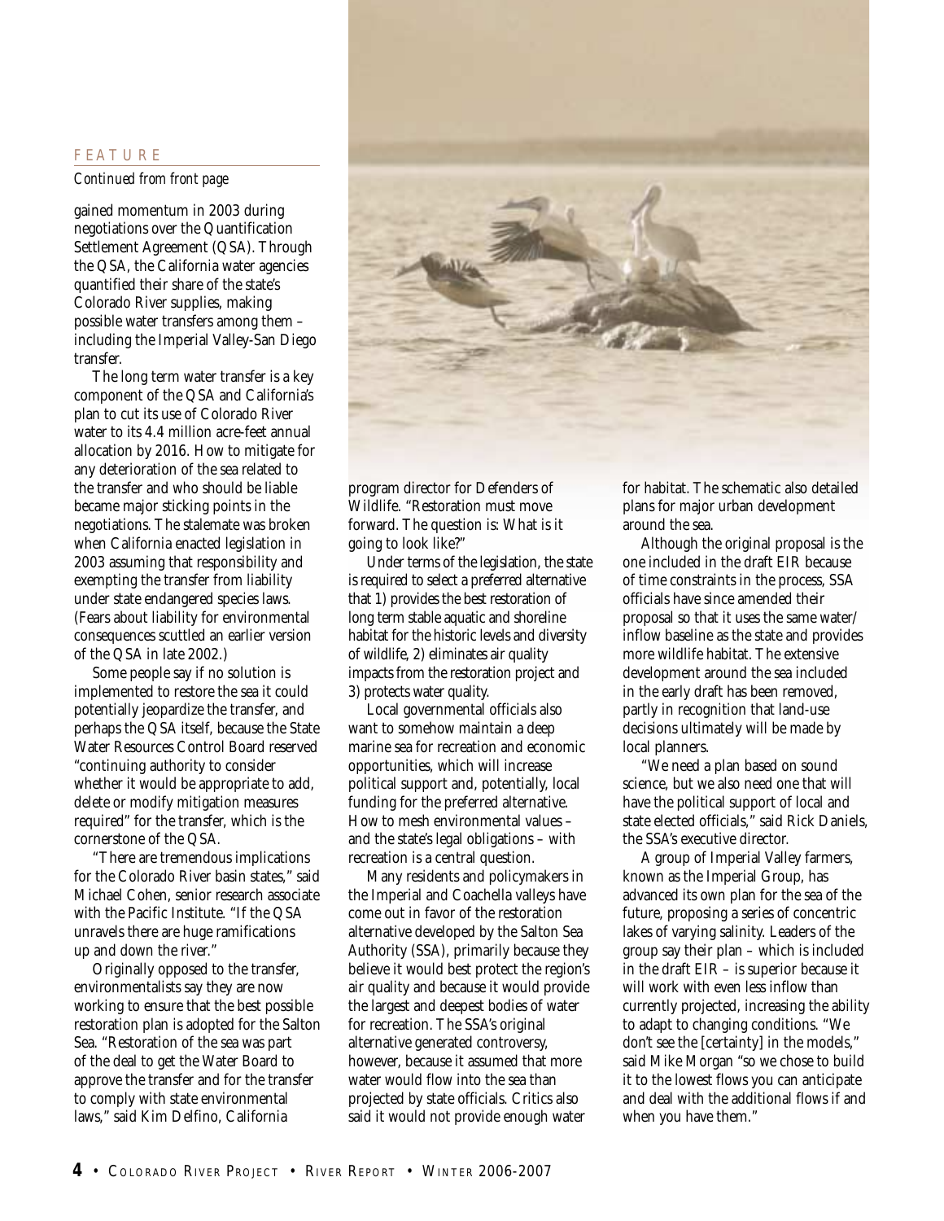FEATURE

*Continued from front page*

gained momentum in 2003 during negotiations over the Quantification Settlement Agreement (QSA). Through the QSA, the California water agencies quantified their share of the state's Colorado River supplies, making possible water transfers among them – including the Imperial Valley-San Diego transfer.

The long term water transfer is a key component of the QSA and California's plan to cut its use of Colorado River water to its 4.4 million acre-feet annual allocation by 2016. How to mitigate for any deterioration of the sea related to the transfer and who should be liable became major sticking points in the negotiations. The stalemate was broken when California enacted legislation in 2003 assuming that responsibility and exempting the transfer from liability under state endangered species laws. (Fears about liability for environmental consequences scuttled an earlier version of the QSA in late 2002.)

Some people say if no solution is implemented to restore the sea it could potentially jeopardize the transfer, and perhaps the QSA itself, because the State Water Resources Control Board reserved "continuing authority to consider whether it would be appropriate to add, delete or modify mitigation measures required" for the transfer, which is the cornerstone of the QSA.

"There are tremendous implications for the Colorado River basin states," said Michael Cohen, senior research associate with the Pacific Institute. "If the QSA unravels there are huge ramifications up and down the river."

Originally opposed to the transfer, environmentalists say they are now working to ensure that the best possible restoration plan is adopted for the Salton Sea. "Restoration of the sea was part of the deal to get the Water Board to approve the transfer and for the transfer to comply with state environmental laws," said Kim Delfino, California program director for Defenders of Wildlife. "Restoration must move forward. The question is: What is it going to look like?"

Under terms of the legislation, the state is required to select a preferred alternative that 1) provides the best restoration of long term stable aquatic and shoreline habitat for the historic levels and diversity of wildlife, 2) eliminates air quality impacts from the restoration project and 3) protects water quality.

Local governmental officials also want to somehow maintain a deep marine sea for recreation and economic opportunities, which will increase political support and, potentially, local funding for the preferred alternative. How to mesh environmental values – and the state's legal obligations – with recreation is a central question.

Many residents and policymakers in the Imperial and Coachella valleys have come out in favor of the restoration alternative developed by the Salton Sea Authority (SSA), primarily because they believe it would best protect the region's air quality and because it would provide the largest and deepest bodies of water for recreation. The SSA's original alternative generated controversy, however, because it assumed that more water would flow into the sea than projected by state officials. Critics also said it would not provide enough water for habitat. The schematic also detailed plans for major urban development around the sea.

Although the original proposal is the one included in the draft EIR because of time constraints in the process, SSA officials have since amended their proposal so that it uses the same water/inflow baseline as the state and provides more wildlife habitat. The extensive development around the sea included in the early draft has been removed, partly in recognition that land-use decisions ultimately will be made by local planners.

"We need a plan based on sound science, but we also need one that will have the political support of local and state elected officials," said Rick Daniels, the SSA's executive director.

A group of Imperial Valley farmers, known as the Imperial Group, has advanced its own plan for the sea of the future, proposing a series of concentric lakes of varying salinity. Leaders of the group say their plan – which is included in the draft EIR – is superior because it will work with even less inflow than currently projected, increasing the ability to adapt to changing conditions. "We don't see the [certainty] in the models," said Mike Morgan "so we chose to build it to the lowest flows you can anticipate and deal with the additional flows if and when you have them."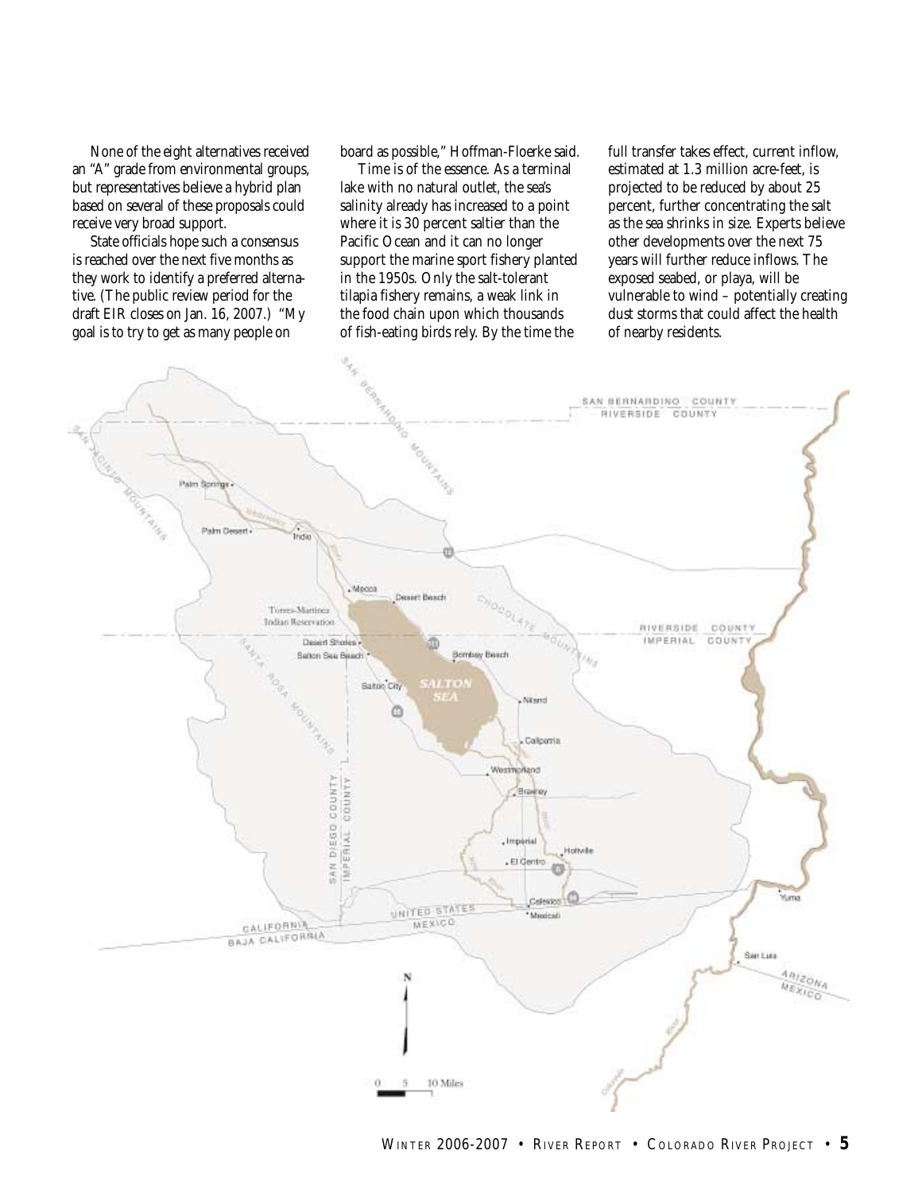None of the eight alternatives received an "A" grade from environmental groups, but representatives believe a hybrid plan based on several of these proposals could receive very broad support.

State officials hope such a consensus is reached over the next five months as they work to identify a preferred alternative. (The public review period for the draft EIR closes on Jan. 16, 2007.) "My goal is to try to get as many people on board as possible," Hoffman-Floerke said.

Time is of the essence. As a terminal lake with no natural outlet, the sea's salinity already has increased to a point where it is 30 percent saltier than the Pacific Ocean and it can no longer support the marine sport fishery planted in the 1950s. Only the salt-tolerant tilapia fishery remains, a weak link in the food chain upon which thousands of fish-eating birds rely. By the time the full transfer takes effect, current inflow, estimated at 1.3 million acre-feet, is projected to be reduced by about 25 percent, further concentrating the salt as the sea shrinks in size. Experts believe other developments over the next 75 years will further reduce inflows. The exposed seabed, or playa, will be vulnerable to wind – potentially creating dust storms that could affect the health of nearby residents.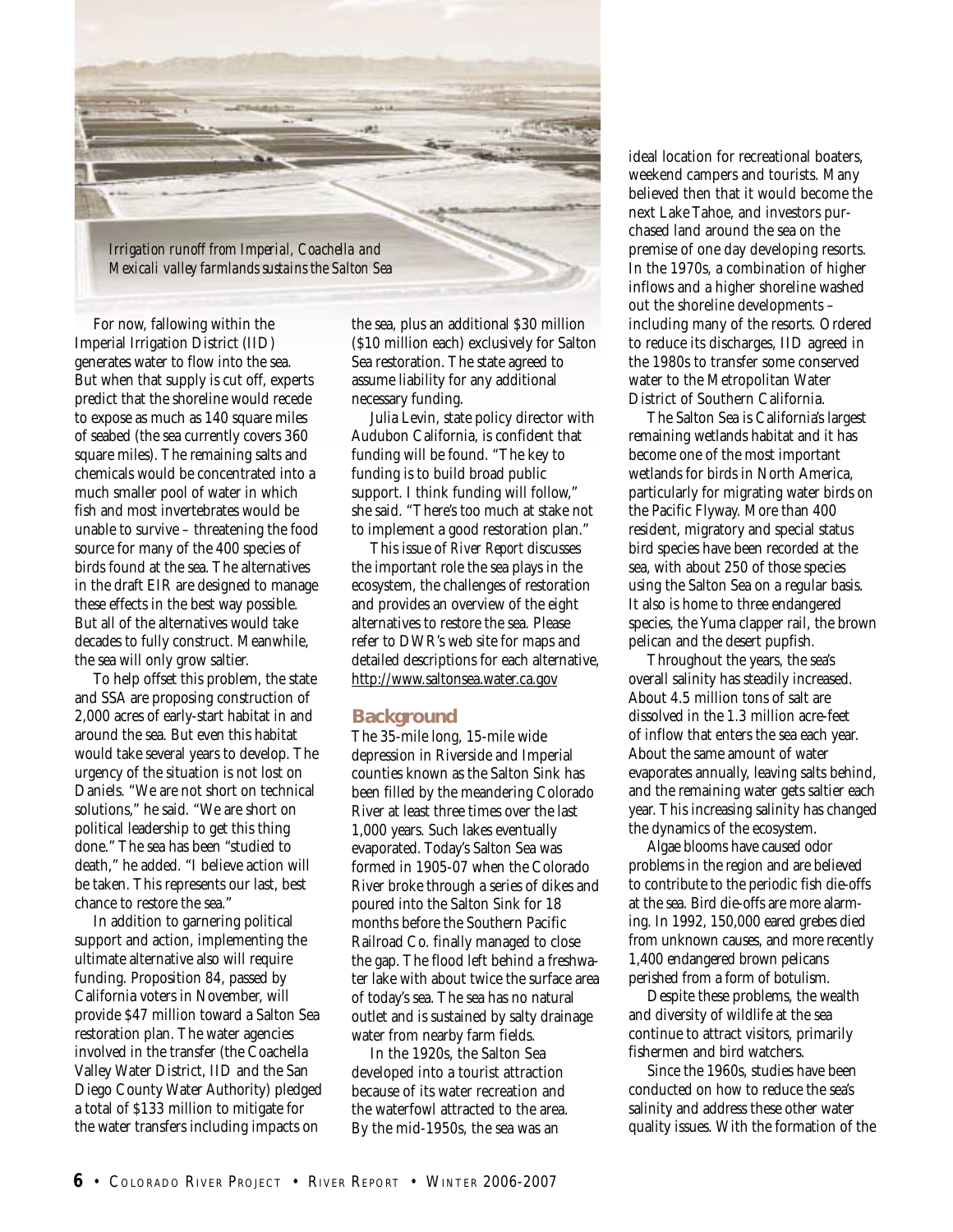*Irrigation runoff from Imperial, Coachella and Mexicali valley farmlands sustains the Salton Sea*

For now, fallowing within the Imperial Irrigation District (IID) generates water to flow into the sea. But when that supply is cut off, experts predict that the shoreline would recede to expose as much as 140 square miles of seabed (the sea currently covers 360 square miles). The remaining salts and chemicals would be concentrated into a much smaller pool of water in which fish and most invertebrates would be unable to survive – threatening the food source for many of the 400 species of birds found at the sea. The alternatives in the draft EIR are designed to manage these effects in the best way possible. But all of the alternatives would take decades to fully construct. Meanwhile, the sea will only grow saltier.

To help offset this problem, the state and SSA are proposing construction of 2,000 acres of early-start habitat in and around the sea. But even this habitat would take several years to develop. The urgency of the situation is not lost on Daniels. "We are not short on technical solutions," he said. "We are short on political leadership to get this thing done." The sea has been "studied to death," he added. "I believe action will be taken. This represents our last, best chance to restore the sea."

In addition to garnering political support and action, implementing the ultimate alternative also will require funding. Proposition 84, passed by California voters in November, will provide $47 million toward a Salton Sea restoration plan. The water agencies involved in the transfer (the Coachella Valley Water District, IID and the San Diego County Water Authority) pledged a total of $133 million to mitigate for the water transfers including impacts on the sea, plus an additional $30 million ($10 million each) exclusively for Salton Sea restoration. The state agreed to assume liability for any additional necessary funding.

Julia Levin, state policy director with Audubon California, is confident that funding will be found. "The key to funding is to build broad public support. I think funding will follow," she said. "There's too much at stake not to implement a good restoration plan."

This issue of *River Report* discusses the important role the sea plays in the ecosystem, the challenges of restoration and provides an overview of the eight alternatives to restore the sea. Please refer to DWR's web site for maps and detailed descriptions for each alternative, http://www.saltonsea.water.ca.gov

## Background

The 35-mile long, 15-mile wide depression in Riverside and Imperial counties known as the Salton Sink has been filled by the meandering Colorado River at least three times over the last 1,000 years. Such lakes eventually evaporated. Today's Salton Sea was formed in 1905-07 when the Colorado River broke through a series of dikes and poured into the Salton Sink for 18 months before the Southern Pacific Railroad Co. finally managed to close the gap. The flood left behind a freshwater lake with about twice the surface area of today's sea. The sea has no natural outlet and is sustained by salty drainage water from nearby farm fields.

In the 1920s, the Salton Sea developed into a tourist attraction because of its water recreation and the waterfowl attracted to the area. By the mid-1950s, the sea was an ideal location for recreational boaters, weekend campers and tourists. Many believed then that it would become the next Lake Tahoe, and investors purchased land around the sea on the premise of one day developing resorts. In the 1970s, a combination of higher inflows and a higher shoreline washed out the shoreline developments – including many of the resorts. Ordered to reduce its discharges, IID agreed in the 1980s to transfer some conserved water to the Metropolitan Water District of Southern California.

The Salton Sea is California's largest remaining wetlands habitat and it has become one of the most important wetlands for birds in North America, particularly for migrating water birds on the Pacific Flyway. More than 400 resident, migratory and special status bird species have been recorded at the sea, with about 250 of those species using the Salton Sea on a regular basis. It also is home to three endangered species, the Yuma clapper rail, the brown pelican and the desert pupfish.

Throughout the years, the sea's overall salinity has steadily increased. About 4.5 million tons of salt are dissolved in the 1.3 million acre-feet of inflow that enters the sea each year. About the same amount of water evaporates annually, leaving salts behind, and the remaining water gets saltier each year. This increasing salinity has changed the dynamics of the ecosystem.

Algae blooms have caused odor problems in the region and are believed to contribute to the periodic fish die-offs at the sea. Bird die-offs are more alarming. In 1992, 150,000 eared grebes died from unknown causes, and more recently 1,400 endangered brown pelicans perished from a form of botulism.

Despite these problems, the wealth and diversity of wildlife at the sea continue to attract visitors, primarily fishermen and bird watchers.

Since the 1960s, studies have been conducted on how to reduce the sea's salinity and address these other water quality issues. With the formation of the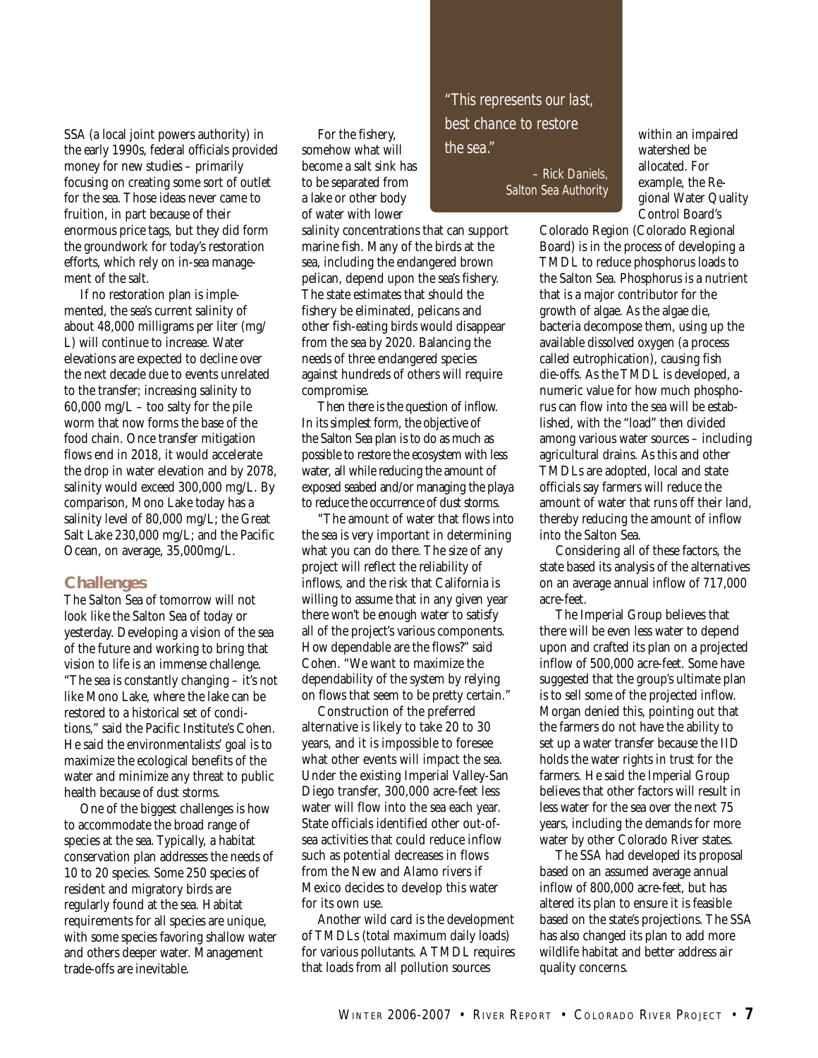SSA (a local joint powers authority) in the early 1990s, federal officials provided money for new studies – primarily focusing on creating some sort of outlet for the sea. Those ideas never came to fruition, in part because of their enormous price tags, but they did form the groundwork for today's restoration efforts, which rely on in-sea management of the salt.

If no restoration plan is implemented, the sea's current salinity of about 48,000 milligrams per liter (mg/L) will continue to increase. Water elevations are expected to decline over the next decade due to events unrelated to the transfer; increasing salinity to 60,000 mg/L – too salty for the pile worm that now forms the base of the food chain. Once transfer mitigation flows end in 2018, it would accelerate the drop in water elevation and by 2078, salinity would exceed 300,000 mg/L. By comparison, Mono Lake today has a salinity level of 80,000 mg/L; the Great Salt Lake 230,000 mg/L; and the Pacific Ocean, on average, 35,000mg/L.

## Challenges

The Salton Sea of tomorrow will not look like the Salton Sea of today or yesterday. Developing a vision of the sea of the future and working to bring that vision to life is an immense challenge. "The sea is constantly changing – it's not like Mono Lake, where the lake can be restored to a historical set of conditions," said the Pacific Institute's Cohen. He said the environmentalists' goal is to maximize the ecological benefits of the water and minimize any threat to public health because of dust storms.

One of the biggest challenges is how to accommodate the broad range of species at the sea. Typically, a habitat conservation plan addresses the needs of 10 to 20 species. Some 250 species of resident and migratory birds are regularly found at the sea. Habitat requirements for all species are unique, with some species favoring shallow water and others deeper water. Management trade-offs are inevitable.

For the fishery, somehow what will become a salt sink has to be separated from a lake or other body of water with lower salinity concentrations that can support marine fish. Many of the birds at the sea, including the endangered brown pelican, depend upon the sea's fishery. The state estimates that should the fishery be eliminated, pelicans and other fish-eating birds would disappear from the sea by 2020. Balancing the needs of three endangered species against hundreds of others will require compromise.

> *"This represents our last, best chance to restore the sea."*
>
> *– Rick Daniels, Salton Sea Authority*

Then there is the question of inflow. In its simplest form, the objective of the Salton Sea plan is to do as much as possible to restore the ecosystem with less water, all while reducing the amount of exposed seabed and/or managing the playa to reduce the occurrence of dust storms.

"The amount of water that flows into the sea is very important in determining what you can do there. The size of any project will reflect the reliability of inflows, and the risk that California is willing to assume that in any given year there won't be enough water to satisfy all of the project's various components. How dependable are the flows?" said Cohen. "We want to maximize the dependability of the system by relying on flows that seem to be pretty certain."

Construction of the preferred alternative is likely to take 20 to 30 years, and it is impossible to foresee what other events will impact the sea. Under the existing Imperial Valley-San Diego transfer, 300,000 acre-feet less water will flow into the sea each year. State officials identified other out-of-sea activities that could reduce inflow such as potential decreases in flows from the New and Alamo rivers if Mexico decides to develop this water for its own use.

Another wild card is the development of TMDLs (total maximum daily loads) for various pollutants. A TMDL requires that loads from all pollution sources within an impaired watershed be allocated. For example, the Regional Water Quality Control Board's Colorado Region (Colorado Regional Board) is in the process of developing a TMDL to reduce phosphorus loads to the Salton Sea. Phosphorus is a nutrient that is a major contributor for the growth of algae. As the algae die, bacteria decompose them, using up the available dissolved oxygen (a process called eutrophication), causing fish die-offs. As the TMDL is developed, a numeric value for how much phosphorus can flow into the sea will be established, with the "load" then divided among various water sources – including agricultural drains. As this and other TMDLs are adopted, local and state officials say farmers will reduce the amount of water that runs off their land, thereby reducing the amount of inflow into the Salton Sea.

Considering all of these factors, the state based its analysis of the alternatives on an average annual inflow of 717,000 acre-feet.

The Imperial Group believes that there will be even less water to depend upon and crafted its plan on a projected inflow of 500,000 acre-feet. Some have suggested that the group's ultimate plan is to sell some of the projected inflow. Morgan denied this, pointing out that the farmers do not have the ability to set up a water transfer because the IID holds the water rights in trust for the farmers. He said the Imperial Group believes that other factors will result in less water for the sea over the next 75 years, including the demands for more water by other Colorado River states.

The SSA had developed its proposal based on an assumed average annual inflow of 800,000 acre-feet, but has altered its plan to ensure it is feasible based on the state's projections. The SSA has also changed its plan to add more wildlife habitat and better address air quality concerns.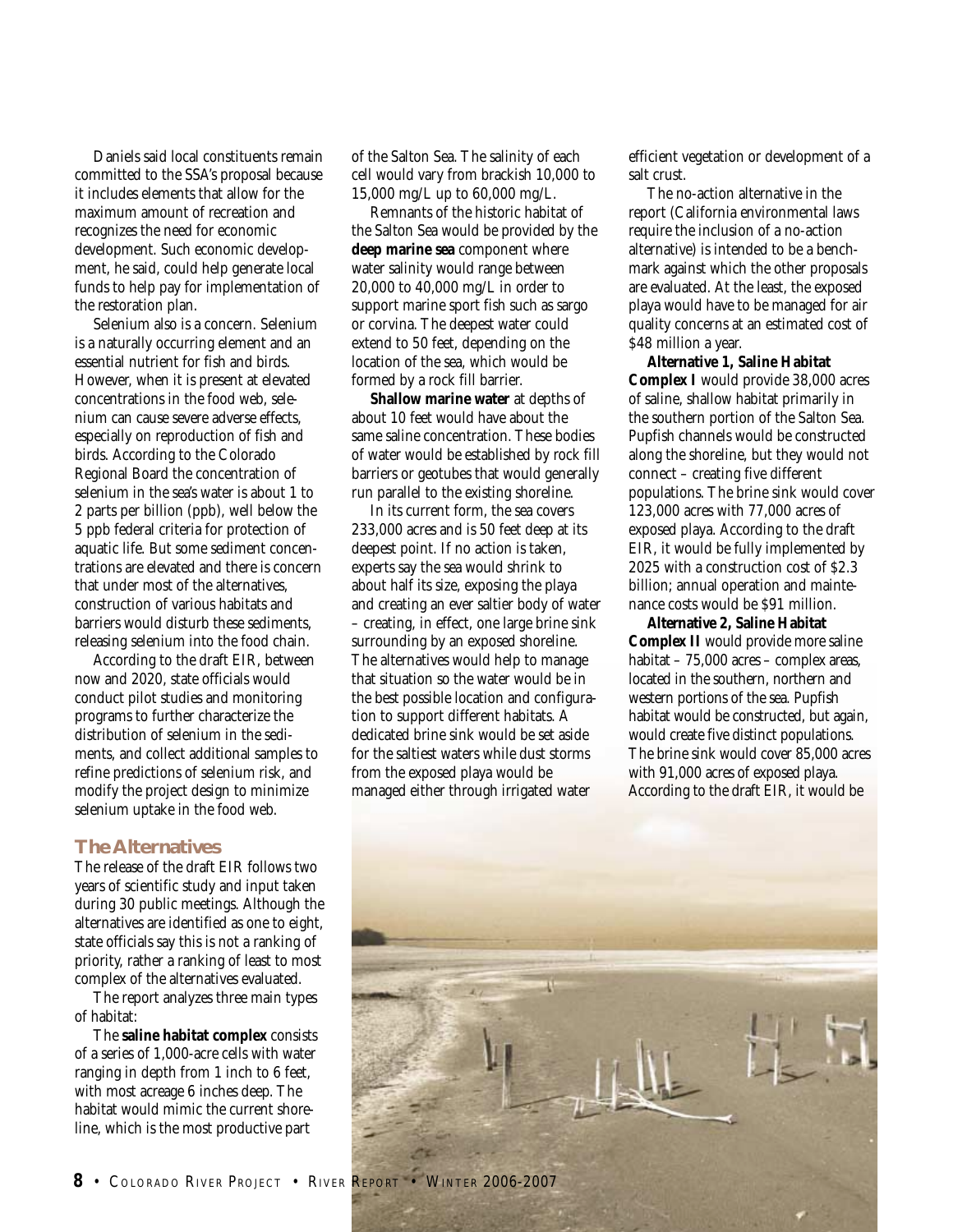Daniels said local constituents remain committed to the SSA's proposal because it includes elements that allow for the maximum amount of recreation and recognizes the need for economic development. Such economic development, he said, could help generate local funds to help pay for implementation of the restoration plan.

Selenium also is a concern. Selenium is a naturally occurring element and an essential nutrient for fish and birds. However, when it is present at elevated concentrations in the food web, selenium can cause severe adverse effects, especially on reproduction of fish and birds. According to the Colorado Regional Board the concentration of selenium in the sea's water is about 1 to 2 parts per billion (ppb), well below the 5 ppb federal criteria for protection of aquatic life. But some sediment concentrations are elevated and there is concern that under most of the alternatives, construction of various habitats and barriers would disturb these sediments, releasing selenium into the food chain.

According to the draft EIR, between now and 2020, state officials would conduct pilot studies and monitoring programs to further characterize the distribution of selenium in the sediments, and collect additional samples to refine predictions of selenium risk, and modify the project design to minimize selenium uptake in the food web.

## The Alternatives

The release of the draft EIR follows two years of scientific study and input taken during 30 public meetings. Although the alternatives are identified as one to eight, state officials say this is not a ranking of priority, rather a ranking of least to most complex of the alternatives evaluated.

The report analyzes three main types of habitat:

The **saline habitat complex** consists of a series of 1,000-acre cells with water ranging in depth from 1 inch to 6 feet, with most acreage 6 inches deep. The habitat would mimic the current shoreline, which is the most productive part of the Salton Sea. The salinity of each cell would vary from brackish 10,000 to 15,000 mg/L up to 60,000 mg/L.

Remnants of the historic habitat of the Salton Sea would be provided by the **deep marine sea** component where water salinity would range between 20,000 to 40,000 mg/L in order to support marine sport fish such as sargo or corvina. The deepest water could extend to 50 feet, depending on the location of the sea, which would be formed by a rock fill barrier.

**Shallow marine water** at depths of about 10 feet would have about the same saline concentration. These bodies of water would be established by rock fill barriers or geotubes that would generally run parallel to the existing shoreline.

In its current form, the sea covers 233,000 acres and is 50 feet deep at its deepest point. If no action is taken, experts say the sea would shrink to about half its size, exposing the playa and creating an ever saltier body of water – creating, in effect, one large brine sink surrounding by an exposed shoreline. The alternatives would help to manage that situation so the water would be in the best possible location and configuration to support different habitats. A dedicated brine sink would be set aside for the saltiest waters while dust storms from the exposed playa would be managed either through irrigated water efficient vegetation or development of a salt crust.

The no-action alternative in the report (California environmental laws require the inclusion of a no-action alternative) is intended to be a benchmark against which the other proposals are evaluated. At the least, the exposed playa would have to be managed for air quality concerns at an estimated cost of $48 million a year.

**Alternative 1, Saline Habitat Complex I** would provide 38,000 acres of saline, shallow habitat primarily in the southern portion of the Salton Sea. Pupfish channels would be constructed along the shoreline, but they would not connect – creating five different populations. The brine sink would cover 123,000 acres with 77,000 acres of exposed playa. According to the draft EIR, it would be fully implemented by 2025 with a construction cost of $2.3 billion; annual operation and maintenance costs would be $91 million.

**Alternative 2, Saline Habitat Complex II** would provide more saline habitat – 75,000 acres – complex areas, located in the southern, northern and western portions of the sea. Pupfish habitat would be constructed, but again, would create five distinct populations. The brine sink would cover 85,000 acres with 91,000 acres of exposed playa. According to the draft EIR, it would be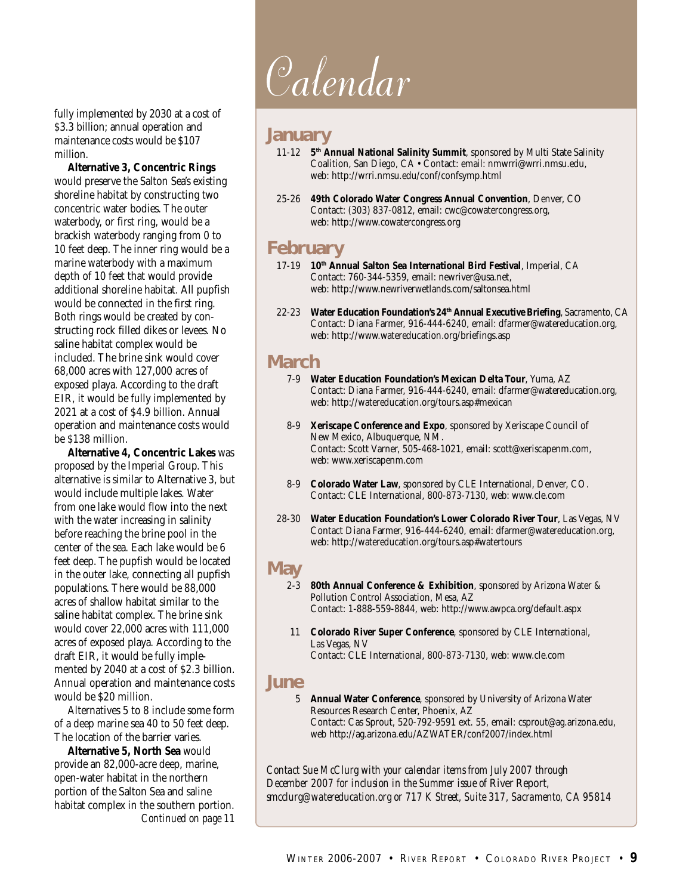fully implemented by 2030 at a cost of $3.3 billion; annual operation and maintenance costs would be $107 million.

**Alternative 3, Concentric Rings** would preserve the Salton Sea's existing shoreline habitat by constructing two concentric water bodies. The outer waterbody, or first ring, would be a brackish waterbody ranging from 0 to 10 feet deep. The inner ring would be a marine waterbody with a maximum depth of 10 feet that would provide additional shoreline habitat. All pupfish would be connected in the first ring. Both rings would be created by constructing rock filled dikes or levees. No saline habitat complex would be included. The brine sink would cover 68,000 acres with 127,000 acres of exposed playa. According to the draft EIR, it would be fully implemented by 2021 at a cost of $4.9 billion. Annual operation and maintenance costs would be $138 million.

**Alternative 4, Concentric Lakes** was proposed by the Imperial Group. This alternative is similar to Alternative 3, but would include multiple lakes. Water from one lake would flow into the next with the water increasing in salinity before reaching the brine pool in the center of the sea. Each lake would be 6 feet deep. The pupfish would be located in the outer lake, connecting all pupfish populations. There would be 88,000 acres of shallow habitat similar to the saline habitat complex. The brine sink would cover 22,000 acres with 111,000 acres of exposed playa. According to the draft EIR, it would be fully implemented by 2040 at a cost of $2.3 billion. Annual operation and maintenance costs would be $20 million.

Alternatives 5 to 8 include some form of a deep marine sea 40 to 50 feet deep. The location of the barrier varies.

**Alternative 5, North Sea** would provide an 82,000-acre deep, marine, open-water habitat in the northern portion of the Salton Sea and saline habitat complex in the southern portion.

*Continued on page 11*

# Calendar

## January

11-12 **5th Annual National Salinity Summit**, sponsored by Multi State Salinity Coalition, San Diego, CA • Contact: email: nmwrri@wrri.nmsu.edu, web: http://wrri.nmsu.edu/conf/confsymp.html

25-26 **49th Colorado Water Congress Annual Convention**, Denver, CO
Contact: (303) 837-0812, email: cwc@cowatercongress.org, web: http://www.cowatercongress.org

## February

17-19 **10th Annual Salton Sea International Bird Festival**, Imperial, CA
Contact: 760-344-5359, email: newriver@usa.net, web: http://www.newriverwetlands.com/saltonsea.html

22-23 **Water Education Foundation's 24th Annual Executive Briefing**, Sacramento, CA
Contact: Diana Farmer, 916-444-6240, email: dfarmer@watereducation.org, web: http://www.watereducation.org/briefings.asp

## March

7-9 **Water Education Foundation's Mexican Delta Tour**, Yuma, AZ
Contact: Diana Farmer, 916-444-6240, email: dfarmer@watereducation.org, web: http://watereducation.org/tours.asp#mexican

8-9 **Xeriscape Conference and Expo**, sponsored by Xeriscape Council of New Mexico, Albuquerque, NM.
Contact: Scott Varner, 505-468-1021, email: scott@xeriscapenm.com, web: www.xeriscapenm.com

8-9 **Colorado Water Law**, sponsored by CLE International, Denver, CO.
Contact: CLE International, 800-873-7130, web: www.cle.com

28-30 **Water Education Foundation's Lower Colorado River Tour**, Las Vegas, NV
Contact Diana Farmer, 916-444-6240, email: dfarmer@watereducation.org, web: http://watereducation.org/tours.asp#watertours

## May

2-3 **80th Annual Conference & Exhibition**, sponsored by Arizona Water & Pollution Control Association, Mesa, AZ
Contact: 1-888-559-8844, web: http://www.awpca.org/default.aspx

11 **Colorado River Super Conference**, sponsored by CLE International, Las Vegas, NV
Contact: CLE International, 800-873-7130, web: www.cle.com

## June

5 **Annual Water Conference**, sponsored by University of Arizona Water Resources Research Center, Phoenix, AZ
Contact: Cas Sprout, 520-792-9591 ext. 55, email: csprout@ag.arizona.edu, web http://ag.arizona.edu/AZWATER/conf2007/index.html

*Contact Sue McClurg with your calendar items from July 2007 through December 2007 for inclusion in the Summer issue of River Report, smcclurg@watereducation.org or 717 K Street, Suite 317, Sacramento, CA 95814*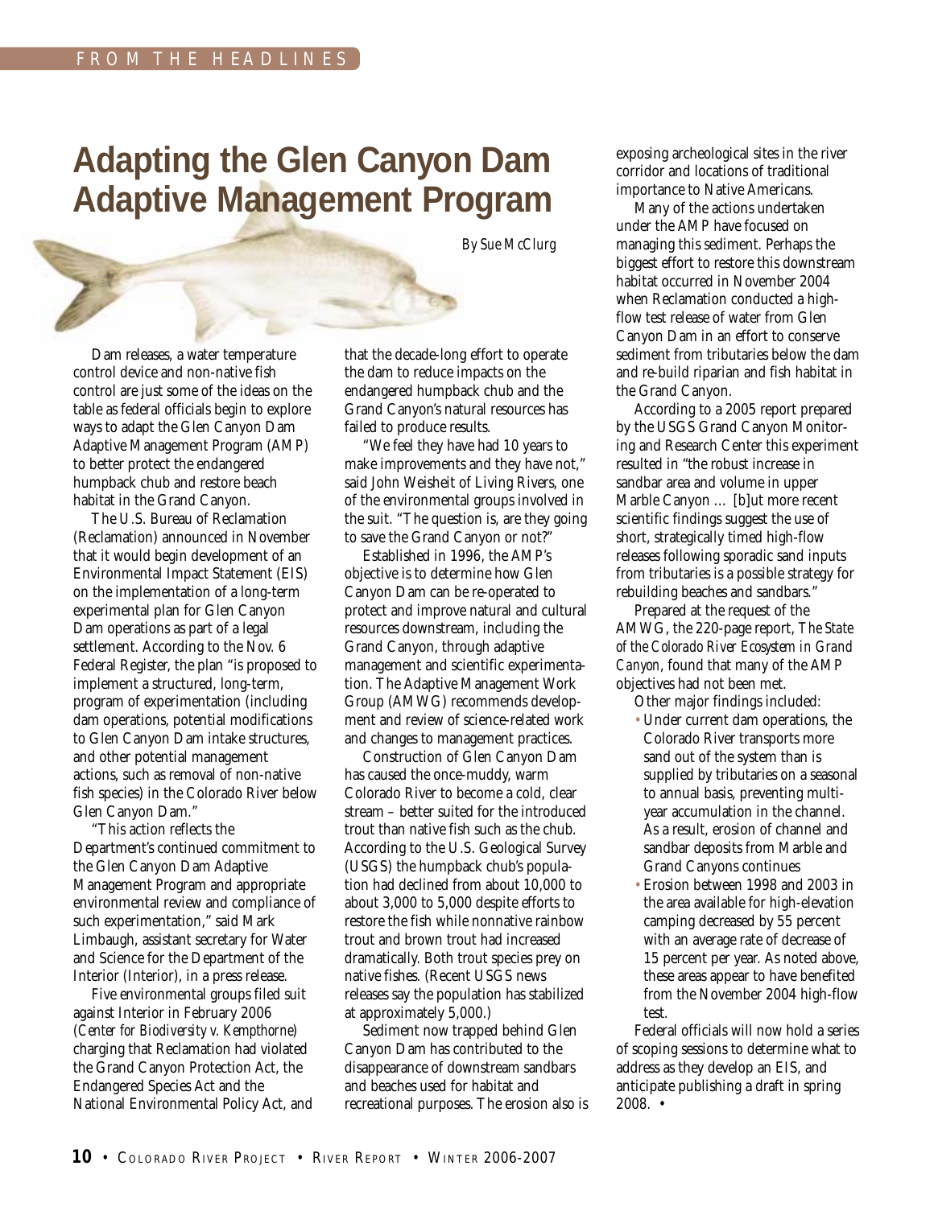FROM THE HEADLINES

# Adapting the Glen Canyon Dam Adaptive Management Program

*By Sue McClurg*

Dam releases, a water temperature control device and non-native fish control are just some of the ideas on the table as federal officials begin to explore ways to adapt the Glen Canyon Dam Adaptive Management Program (AMP) to better protect the endangered humpback chub and restore beach habitat in the Grand Canyon.

The U.S. Bureau of Reclamation (Reclamation) announced in November that it would begin development of an Environmental Impact Statement (EIS) on the implementation of a long-term experimental plan for Glen Canyon Dam operations as part of a legal settlement. According to the Nov. 6 Federal Register, the plan "is proposed to implement a structured, long-term, program of experimentation (including dam operations, potential modifications to Glen Canyon Dam intake structures, and other potential management actions, such as removal of non-native fish species) in the Colorado River below Glen Canyon Dam."

"This action reflects the Department's continued commitment to the Glen Canyon Dam Adaptive Management Program and appropriate environmental review and compliance of such experimentation," said Mark Limbaugh, assistant secretary for Water and Science for the Department of the Interior (Interior), in a press release.

Five environmental groups filed suit against Interior in February 2006 (*Center for Biodiversity v. Kempthorne*) charging that Reclamation had violated the Grand Canyon Protection Act, the Endangered Species Act and the National Environmental Policy Act, and that the decade-long effort to operate the dam to reduce impacts on the endangered humpback chub and the Grand Canyon's natural resources has failed to produce results.

"We feel they have had 10 years to make improvements and they have not," said John Weisheit of Living Rivers, one of the environmental groups involved in the suit. "The question is, are they going to save the Grand Canyon or not?"

Established in 1996, the AMP's objective is to determine how Glen Canyon Dam can be re-operated to protect and improve natural and cultural resources downstream, including the Grand Canyon, through adaptive management and scientific experimentation. The Adaptive Management Work Group (AMWG) recommends development and review of science-related work and changes to management practices.

Construction of Glen Canyon Dam has caused the once-muddy, warm Colorado River to become a cold, clear stream – better suited for the introduced trout than native fish such as the chub. According to the U.S. Geological Survey (USGS) the humpback chub's population had declined from about 10,000 to about 3,000 to 5,000 despite efforts to restore the fish while nonnative rainbow trout and brown trout had increased dramatically. Both trout species prey on native fishes. (Recent USGS news releases say the population has stabilized at approximately 5,000.)

Sediment now trapped behind Glen Canyon Dam has contributed to the disappearance of downstream sandbars and beaches used for habitat and recreational purposes. The erosion also is exposing archeological sites in the river corridor and locations of traditional importance to Native Americans.

Many of the actions undertaken under the AMP have focused on managing this sediment. Perhaps the biggest effort to restore this downstream habitat occurred in November 2004 when Reclamation conducted a high-flow test release of water from Glen Canyon Dam in an effort to conserve sediment from tributaries below the dam and re-build riparian and fish habitat in the Grand Canyon.

According to a 2005 report prepared by the USGS Grand Canyon Monitoring and Research Center this experiment resulted in "the robust increase in sandbar area and volume in upper Marble Canyon … [b]ut more recent scientific findings suggest the use of short, strategically timed high-flow releases following sporadic sand inputs from tributaries is a possible strategy for rebuilding beaches and sandbars."

Prepared at the request of the AMWG, the 220-page report, *The State of the Colorado River Ecosystem in Grand Canyon*, found that many of the AMP objectives had not been met.

Other major findings included:

- Under current dam operations, the Colorado River transports more sand out of the system than is supplied by tributaries on a seasonal to annual basis, preventing multi-year accumulation in the channel. As a result, erosion of channel and sandbar deposits from Marble and Grand Canyons continues
- Erosion between 1998 and 2003 in the area available for high-elevation camping decreased by 55 percent with an average rate of decrease of 15 percent per year. As noted above, these areas appear to have benefited from the November 2004 high-flow test.

Federal officials will now hold a series of scoping sessions to determine what to address as they develop an EIS, and anticipate publishing a draft in spring 2008. •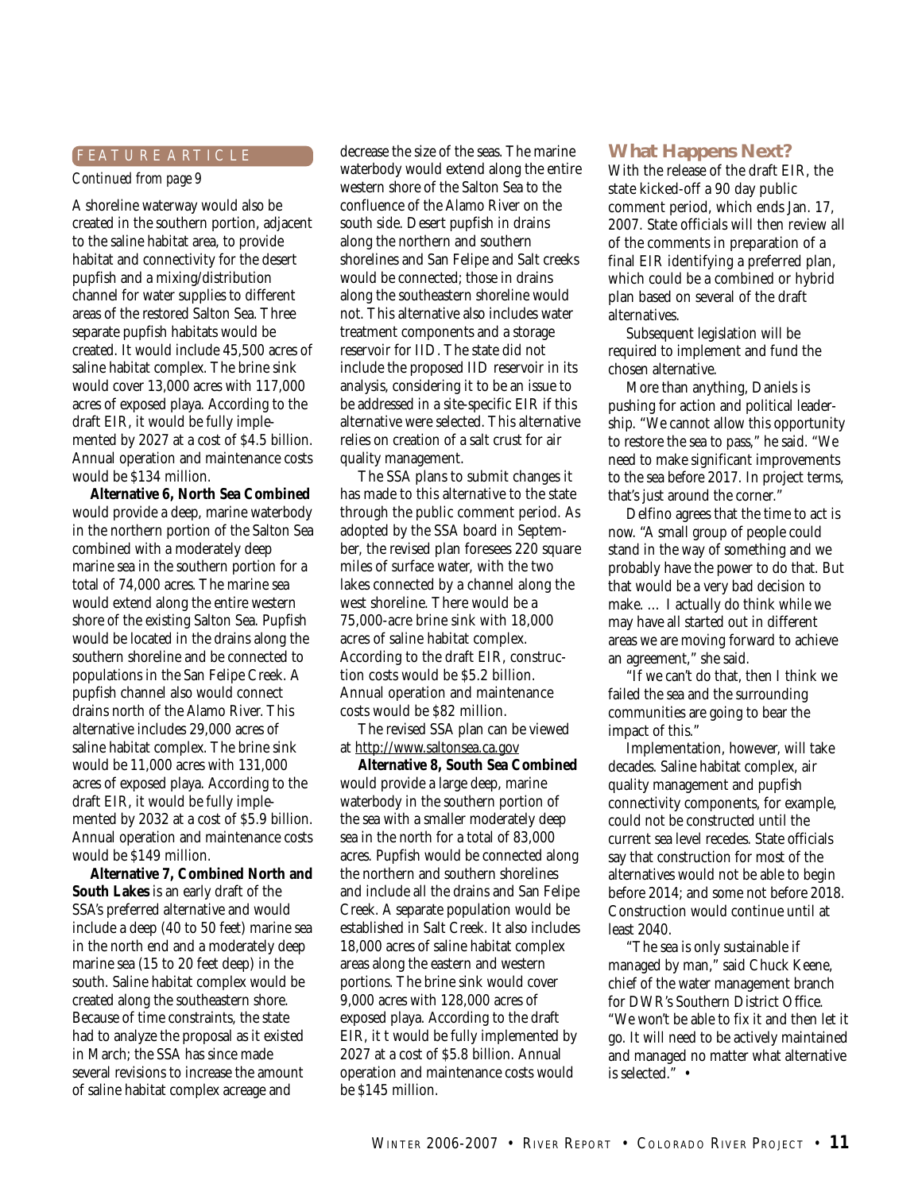FEATURE ARTICLE

*Continued from page 9*

A shoreline waterway would also be created in the southern portion, adjacent to the saline habitat area, to provide habitat and connectivity for the desert pupfish and a mixing/distribution channel for water supplies to different areas of the restored Salton Sea. Three separate pupfish habitats would be created. It would include 45,500 acres of saline habitat complex. The brine sink would cover 13,000 acres with 117,000 acres of exposed playa. According to the draft EIR, it would be fully implemented by 2027 at a cost of $4.5 billion. Annual operation and maintenance costs would be $134 million.

**Alternative 6, North Sea Combined** would provide a deep, marine waterbody in the northern portion of the Salton Sea combined with a moderately deep marine sea in the southern portion for a total of 74,000 acres. The marine sea would extend along the entire western shore of the existing Salton Sea. Pupfish would be located in the drains along the southern shoreline and be connected to populations in the San Felipe Creek. A pupfish channel also would connect drains north of the Alamo River. This alternative includes 29,000 acres of saline habitat complex. The brine sink would be 11,000 acres with 131,000 acres of exposed playa. According to the draft EIR, it would be fully implemented by 2032 at a cost of $5.9 billion. Annual operation and maintenance costs would be $149 million.

**Alternative 7, Combined North and South Lakes** is an early draft of the SSA's preferred alternative and would include a deep (40 to 50 feet) marine sea in the north end and a moderately deep marine sea (15 to 20 feet deep) in the south. Saline habitat complex would be created along the southeastern shore. Because of time constraints, the state had to analyze the proposal as it existed in March; the SSA has since made several revisions to increase the amount of saline habitat complex acreage and decrease the size of the seas. The marine waterbody would extend along the entire western shore of the Salton Sea to the confluence of the Alamo River on the south side. Desert pupfish in drains along the northern and southern shorelines and San Felipe and Salt creeks would be connected; those in drains along the southeastern shoreline would not. This alternative also includes water treatment components and a storage reservoir for IID. The state did not include the proposed IID reservoir in its analysis, considering it to be an issue to be addressed in a site-specific EIR if this alternative were selected. This alternative relies on creation of a salt crust for air quality management.

The SSA plans to submit changes it has made to this alternative to the state through the public comment period. As adopted by the SSA board in September, the revised plan foresees 220 square miles of surface water, with the two lakes connected by a channel along the west shoreline. There would be a 75,000-acre brine sink with 18,000 acres of saline habitat complex. According to the draft EIR, construction costs would be $5.2 billion. Annual operation and maintenance costs would be $82 million.

The revised SSA plan can be viewed at http://www.saltonsea.ca.gov

**Alternative 8, South Sea Combined** would provide a large deep, marine waterbody in the southern portion of the sea with a smaller moderately deep sea in the north for a total of 83,000 acres. Pupfish would be connected along the northern and southern shorelines and include all the drains and San Felipe Creek. A separate population would be established in Salt Creek. It also includes 18,000 acres of saline habitat complex areas along the eastern and western portions. The brine sink would cover 9,000 acres with 128,000 acres of exposed playa. According to the draft EIR, it t would be fully implemented by 2027 at a cost of $5.8 billion. Annual operation and maintenance costs would be $145 million.

## What Happens Next?

With the release of the draft EIR, the state kicked-off a 90 day public comment period, which ends Jan. 17, 2007. State officials will then review all of the comments in preparation of a final EIR identifying a preferred plan, which could be a combined or hybrid plan based on several of the draft alternatives.

Subsequent legislation will be required to implement and fund the chosen alternative.

More than anything, Daniels is pushing for action and political leadership. "We cannot allow this opportunity to restore the sea to pass," he said. "We need to make significant improvements to the sea before 2017. In project terms, that's just around the corner."

Delfino agrees that the time to act is now. "A small group of people could stand in the way of something and we probably have the power to do that. But that would be a very bad decision to make. … I actually do think while we may have all started out in different areas we are moving forward to achieve an agreement," she said.

"If we can't do that, then I think we failed the sea and the surrounding communities are going to bear the impact of this."

Implementation, however, will take decades. Saline habitat complex, air quality management and pupfish connectivity components, for example, could not be constructed until the current sea level recedes. State officials say that construction for most of the alternatives would not be able to begin before 2014; and some not before 2018. Construction would continue until at least 2040.

"The sea is only sustainable if managed by man," said Chuck Keene, chief of the water management branch for DWR's Southern District Office. "We won't be able to fix it and then let it go. It will need to be actively maintained and managed no matter what alternative is selected." •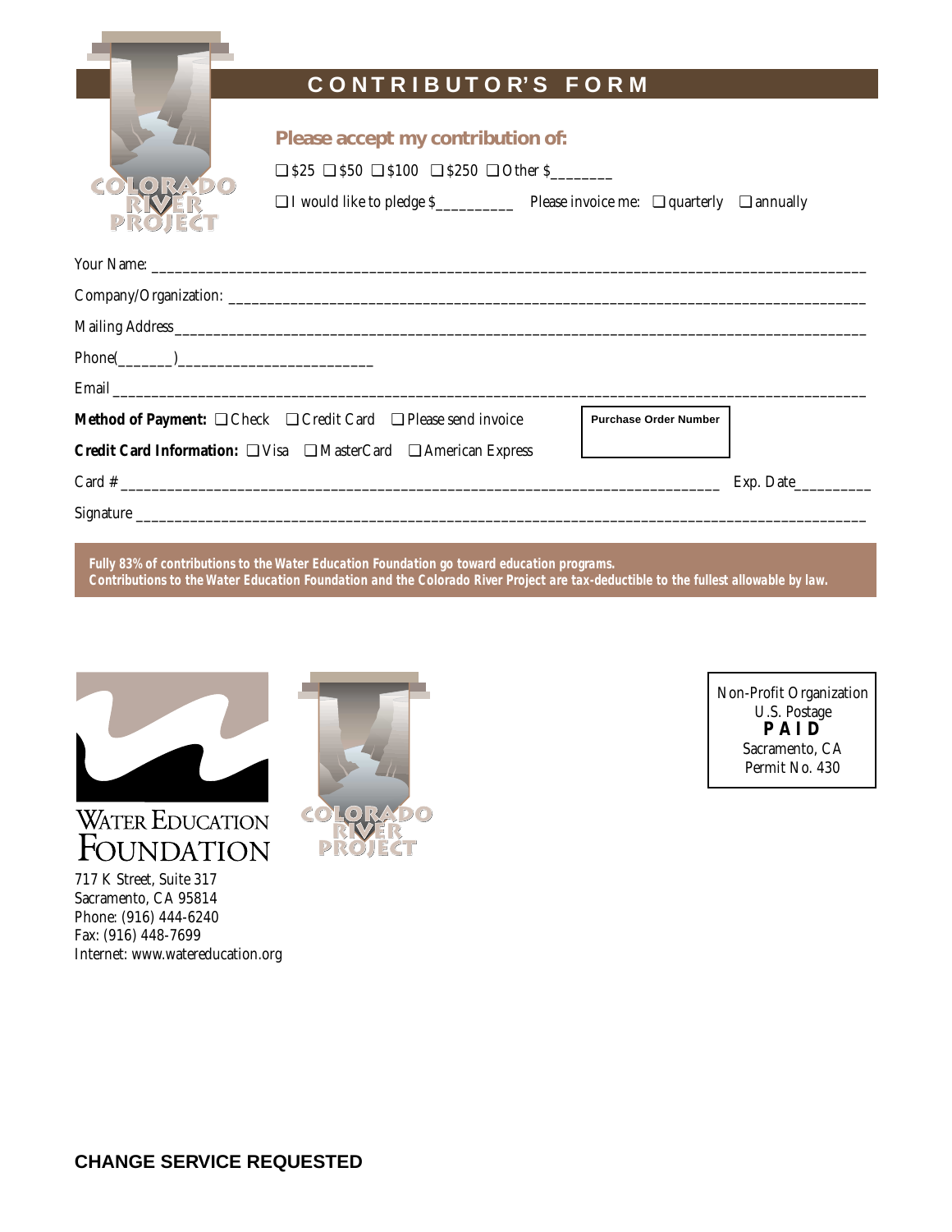COLORADO RIVER PROJECT

# CONTRIBUTOR'S FORM

**Please accept my contribution of:**

❑ $25 ❑ $50 ❑ $100 ❑ $250 ❑ Other $________

❑ I would like to pledge $__________ Please invoice me: ❑ quarterly ❑ annually

Your Name: ______________________________________________________________________________________________

Company/Organization: ____________________________________________________________________________________

Mailing Address__________________________________________________________________________________________

Phone(_______)_________________________

Email ___________________________________________________________________________________________________

**Method of Payment:** ❑ Check ❑ Credit Card ❑ Please send invoice

**Purchase Order Number**

**Credit Card Information:** ❑ Visa ❑ MasterCard ❑ American Express

Card # ____________________________________________________________________________ Exp. Date__________

Signature _______________________________________________________________________________________________

***Fully 83% of contributions to the Water Education Foundation go toward education programs.***
***Contributions to the Water Education Foundation and the Colorado River Project are tax-deductible to the fullest allowable by law.***

WATER EDUCATION FOUNDATION

COLORADO RIVER PROJECT

717 K Street, Suite 317
Sacramento, CA 95814
Phone: (916) 444-6240
Fax: (916) 448-7699
Internet: www.watereducation.org

Non-Profit Organization
U.S. Postage
**PAID**
Sacramento, CA
Permit No. 430

**CHANGE SERVICE REQUESTED**